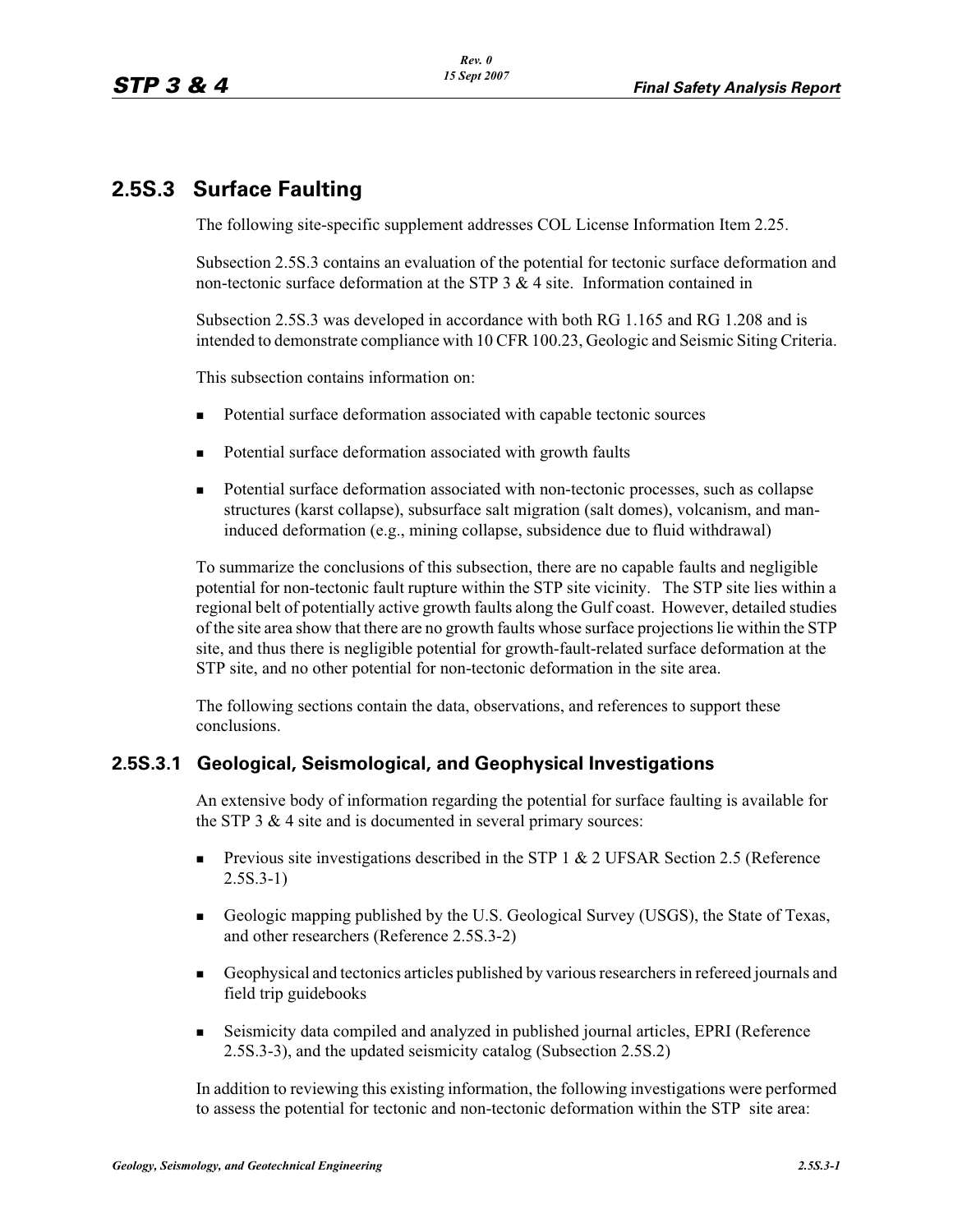## 2.5S.3 Surface Faulting

The following site-specific supplement addresses COL License Information Item 2.25.

Subsection 2.5S.3 contains an evaluation of the potential for tectonic surface deformation and non-tectonic surface deformation at the STP 3 & 4 site. Information contained in

Subsection 2.5S.3 was developed in accordance with both RG 1.165 and RG 1.208 and is intended to demonstrate compliance with 10 CFR 100.23, Geologic and Seismic Siting Criteria.

This subsection contains information on:

- Potential surface deformation associated with capable tectonic sources
- Potential surface deformation associated with growth faults
- Potential surface deformation associated with non-tectonic processes, such as collapse structures (karst collapse), subsurface salt migration (salt domes), volcanism, and man-induced deformation (e.g., mining collapse, subsidence due to fluid withdrawal)

To summarize the conclusions of this subsection, there are no capable faults and negligible potential for non-tectonic fault rupture within the STP site vicinity. The STP site lies within a regional belt of potentially active growth faults along the Gulf coast. However, detailed studies of the site area show that there are no growth faults whose surface projections lie within the STP site, and thus there is negligible potential for growth-fault-related surface deformation at the STP site, and no other potential for non-tectonic deformation in the site area.

The following sections contain the data, observations, and references to support these conclusions.

### 2.5S.3.1 Geological, Seismological, and Geophysical Investigations

An extensive body of information regarding the potential for surface faulting is available for the STP 3 & 4 site and is documented in several primary sources:

- Previous site investigations described in the STP 1 & 2 UFSAR Section 2.5 (Reference 2.5S.3-1)
- Geologic mapping published by the U.S. Geological Survey (USGS), the State of Texas, and other researchers (Reference 2.5S.3-2)
- Geophysical and tectonics articles published by various researchers in refereed journals and field trip guidebooks
- Seismicity data compiled and analyzed in published journal articles, EPRI (Reference 2.5S.3-3), and the updated seismicity catalog (Subsection 2.5S.2)

In addition to reviewing this existing information, the following investigations were performed to assess the potential for tectonic and non-tectonic deformation within the STP site area: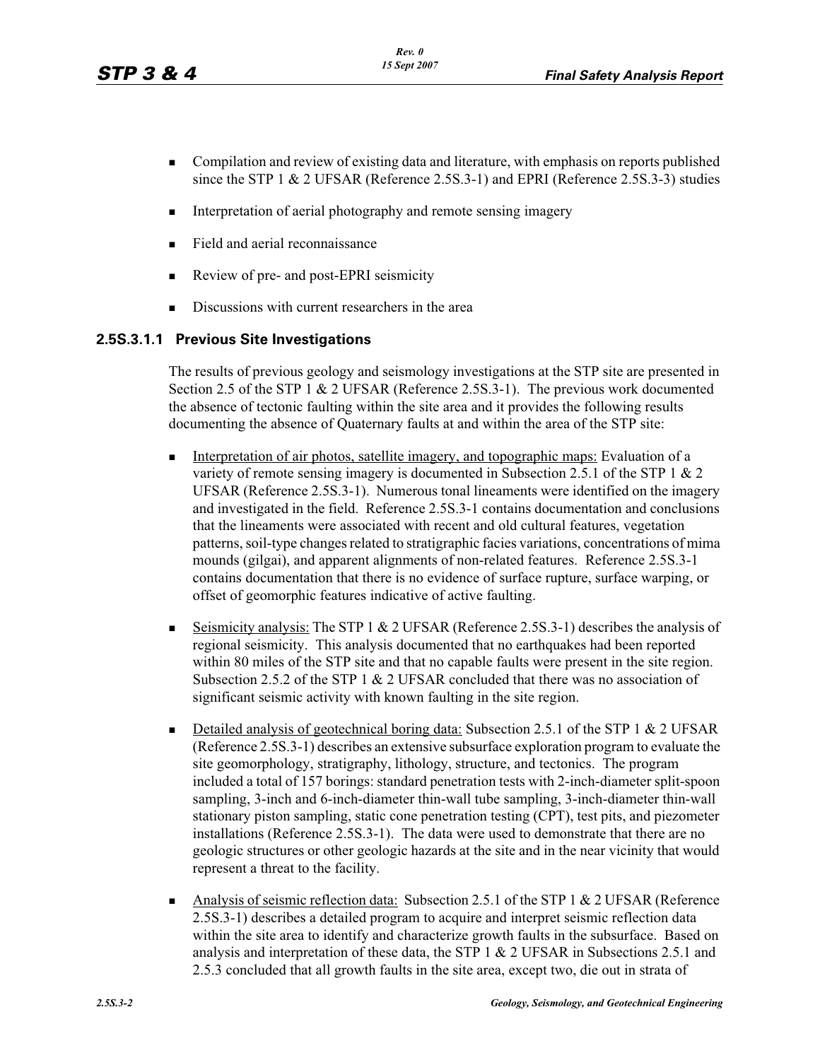- Compilation and review of existing data and literature, with emphasis on reports published since the STP 1 & 2 UFSAR (Reference 2.5S.3-1) and EPRI (Reference 2.5S.3-3) studies
- Interpretation of aerial photography and remote sensing imagery
- Field and aerial reconnaissance
- Review of pre- and post-EPRI seismicity
- Discussions with current researchers in the area

### 2.5S.3.1.1 Previous Site Investigations

The results of previous geology and seismology investigations at the STP site are presented in Section 2.5 of the STP 1 & 2 UFSAR (Reference 2.5S.3-1). The previous work documented the absence of tectonic faulting within the site area and it provides the following results documenting the absence of Quaternary faults at and within the area of the STP site:

- Interpretation of air photos, satellite imagery, and topographic maps: Evaluation of a variety of remote sensing imagery is documented in Subsection 2.5.1 of the STP 1 & 2 UFSAR (Reference 2.5S.3-1). Numerous tonal lineaments were identified on the imagery and investigated in the field. Reference 2.5S.3-1 contains documentation and conclusions that the lineaments were associated with recent and old cultural features, vegetation patterns, soil-type changes related to stratigraphic facies variations, concentrations of mima mounds (gilgai), and apparent alignments of non-related features. Reference 2.5S.3-1 contains documentation that there is no evidence of surface rupture, surface warping, or offset of geomorphic features indicative of active faulting.
- Seismicity analysis: The STP 1 & 2 UFSAR (Reference 2.5S.3-1) describes the analysis of regional seismicity. This analysis documented that no earthquakes had been reported within 80 miles of the STP site and that no capable faults were present in the site region. Subsection 2.5.2 of the STP 1 & 2 UFSAR concluded that there was no association of significant seismic activity with known faulting in the site region.
- Detailed analysis of geotechnical boring data: Subsection 2.5.1 of the STP 1 & 2 UFSAR (Reference 2.5S.3-1) describes an extensive subsurface exploration program to evaluate the site geomorphology, stratigraphy, lithology, structure, and tectonics. The program included a total of 157 borings: standard penetration tests with 2-inch-diameter split-spoon sampling, 3-inch and 6-inch-diameter thin-wall tube sampling, 3-inch-diameter thin-wall stationary piston sampling, static cone penetration testing (CPT), test pits, and piezometer installations (Reference 2.5S.3-1). The data were used to demonstrate that there are no geologic structures or other geologic hazards at the site and in the near vicinity that would represent a threat to the facility.
- Analysis of seismic reflection data: Subsection 2.5.1 of the STP 1 & 2 UFSAR (Reference 2.5S.3-1) describes a detailed program to acquire and interpret seismic reflection data within the site area to identify and characterize growth faults in the subsurface. Based on analysis and interpretation of these data, the STP 1 & 2 UFSAR in Subsections 2.5.1 and 2.5.3 concluded that all growth faults in the site area, except two, die out in strata of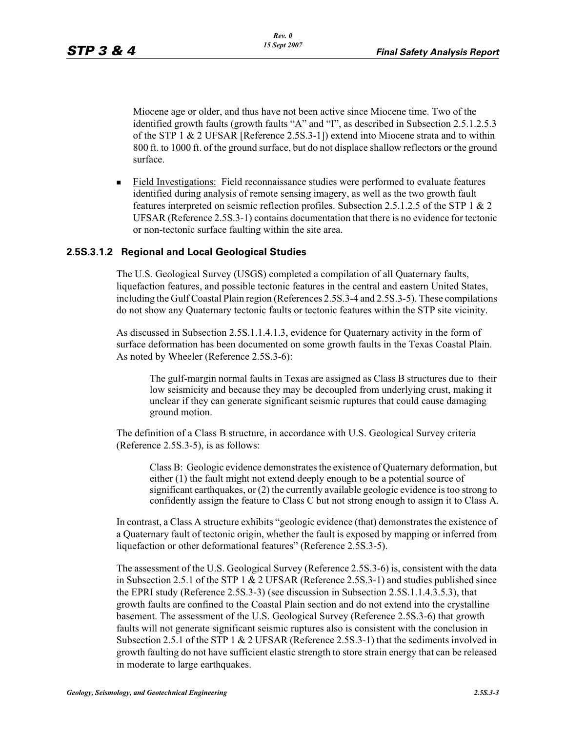Miocene age or older, and thus have not been active since Miocene time. Two of the identified growth faults (growth faults "A" and "I", as described in Subsection 2.5.1.2.5.3 of the STP 1 & 2 UFSAR [Reference 2.5S.3-1]) extend into Miocene strata and to within 800 ft. to 1000 ft. of the ground surface, but do not displace shallow reflectors or the ground surface.

- Field Investigations: Field reconnaissance studies were performed to evaluate features identified during analysis of remote sensing imagery, as well as the two growth fault features interpreted on seismic reflection profiles. Subsection 2.5.1.2.5 of the STP 1 & 2 UFSAR (Reference 2.5S.3-1) contains documentation that there is no evidence for tectonic or non-tectonic surface faulting within the site area.

### 2.5S.3.1.2 Regional and Local Geological Studies

The U.S. Geological Survey (USGS) completed a compilation of all Quaternary faults, liquefaction features, and possible tectonic features in the central and eastern United States, including the Gulf Coastal Plain region (References 2.5S.3-4 and 2.5S.3-5). These compilations do not show any Quaternary tectonic faults or tectonic features within the STP site vicinity.

As discussed in Subsection 2.5S.1.1.4.1.3, evidence for Quaternary activity in the form of surface deformation has been documented on some growth faults in the Texas Coastal Plain. As noted by Wheeler (Reference 2.5S.3-6):

> The gulf-margin normal faults in Texas are assigned as Class B structures due to their low seismicity and because they may be decoupled from underlying crust, making it unclear if they can generate significant seismic ruptures that could cause damaging ground motion.

The definition of a Class B structure, in accordance with U.S. Geological Survey criteria (Reference 2.5S.3-5), is as follows:

> Class B: Geologic evidence demonstrates the existence of Quaternary deformation, but either (1) the fault might not extend deeply enough to be a potential source of significant earthquakes, or (2) the currently available geologic evidence is too strong to confidently assign the feature to Class C but not strong enough to assign it to Class A.

In contrast, a Class A structure exhibits "geologic evidence (that) demonstrates the existence of a Quaternary fault of tectonic origin, whether the fault is exposed by mapping or inferred from liquefaction or other deformational features" (Reference 2.5S.3-5).

The assessment of the U.S. Geological Survey (Reference 2.5S.3-6) is, consistent with the data in Subsection 2.5.1 of the STP 1 & 2 UFSAR (Reference 2.5S.3-1) and studies published since the EPRI study (Reference 2.5S.3-3) (see discussion in Subsection 2.5S.1.1.4.3.5.3), that growth faults are confined to the Coastal Plain section and do not extend into the crystalline basement. The assessment of the U.S. Geological Survey (Reference 2.5S.3-6) that growth faults will not generate significant seismic ruptures also is consistent with the conclusion in Subsection 2.5.1 of the STP 1 & 2 UFSAR (Reference 2.5S.3-1) that the sediments involved in growth faulting do not have sufficient elastic strength to store strain energy that can be released in moderate to large earthquakes.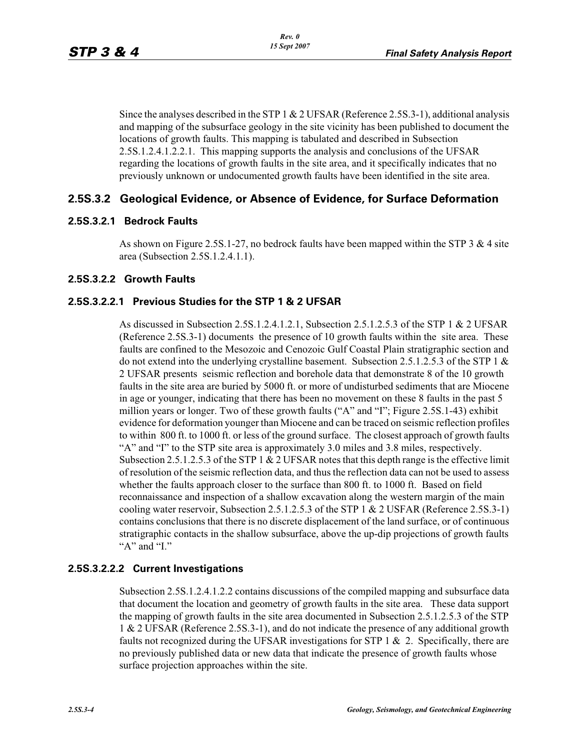Since the analyses described in the STP 1 & 2 UFSAR (Reference 2.5S.3-1), additional analysis and mapping of the subsurface geology in the site vicinity has been published to document the locations of growth faults. This mapping is tabulated and described in Subsection 2.5S.1.2.4.1.2.2.1. This mapping supports the analysis and conclusions of the UFSAR regarding the locations of growth faults in the site area, and it specifically indicates that no previously unknown or undocumented growth faults have been identified in the site area.

## 2.5S.3.2 Geological Evidence, or Absence of Evidence, for Surface Deformation

### 2.5S.3.2.1 Bedrock Faults

As shown on Figure 2.5S.1-27, no bedrock faults have been mapped within the STP 3 & 4 site area (Subsection 2.5S.1.2.4.1.1).

### 2.5S.3.2.2 Growth Faults

#### 2.5S.3.2.2.1 Previous Studies for the STP 1 & 2 UFSAR

As discussed in Subsection 2.5S.1.2.4.1.2.1, Subsection 2.5.1.2.5.3 of the STP 1 & 2 UFSAR (Reference 2.5S.3-1) documents the presence of 10 growth faults within the site area. These faults are confined to the Mesozoic and Cenozoic Gulf Coastal Plain stratigraphic section and do not extend into the underlying crystalline basement. Subsection 2.5.1.2.5.3 of the STP 1 & 2 UFSAR presents seismic reflection and borehole data that demonstrate 8 of the 10 growth faults in the site area are buried by 5000 ft. or more of undisturbed sediments that are Miocene in age or younger, indicating that there has been no movement on these 8 faults in the past 5 million years or longer. Two of these growth faults ("A" and "I"; Figure 2.5S.1-43) exhibit evidence for deformation younger than Miocene and can be traced on seismic reflection profiles to within 800 ft. to 1000 ft. or less of the ground surface. The closest approach of growth faults "A" and "I" to the STP site area is approximately 3.0 miles and 3.8 miles, respectively. Subsection 2.5.1.2.5.3 of the STP 1 & 2 UFSAR notes that this depth range is the effective limit of resolution of the seismic reflection data, and thus the reflection data can not be used to assess whether the faults approach closer to the surface than 800 ft. to 1000 ft. Based on field reconnaissance and inspection of a shallow excavation along the western margin of the main cooling water reservoir, Subsection 2.5.1.2.5.3 of the STP 1 & 2 USFAR (Reference 2.5S.3-1) contains conclusions that there is no discrete displacement of the land surface, or of continuous stratigraphic contacts in the shallow subsurface, above the up-dip projections of growth faults "A" and "I."

#### 2.5S.3.2.2.2 Current Investigations

Subsection 2.5S.1.2.4.1.2.2 contains discussions of the compiled mapping and subsurface data that document the location and geometry of growth faults in the site area. These data support the mapping of growth faults in the site area documented in Subsection 2.5.1.2.5.3 of the STP 1 & 2 UFSAR (Reference 2.5S.3-1), and do not indicate the presence of any additional growth faults not recognized during the UFSAR investigations for STP 1 & 2. Specifically, there are no previously published data or new data that indicate the presence of growth faults whose surface projection approaches within the site.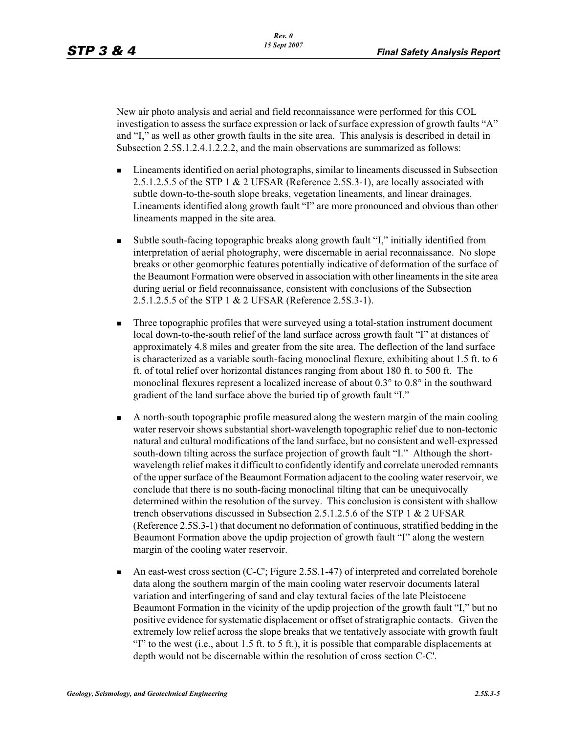New air photo analysis and aerial and field reconnaissance were performed for this COL investigation to assess the surface expression or lack of surface expression of growth faults "A" and "I," as well as other growth faults in the site area. This analysis is described in detail in Subsection 2.5S.1.2.4.1.2.2.2, and the main observations are summarized as follows:

- Lineaments identified on aerial photographs, similar to lineaments discussed in Subsection 2.5.1.2.5.5 of the STP 1 & 2 UFSAR (Reference 2.5S.3-1), are locally associated with subtle down-to-the-south slope breaks, vegetation lineaments, and linear drainages. Lineaments identified along growth fault "I" are more pronounced and obvious than other lineaments mapped in the site area.

- Subtle south-facing topographic breaks along growth fault "I," initially identified from interpretation of aerial photography, were discernable in aerial reconnaissance. No slope breaks or other geomorphic features potentially indicative of deformation of the surface of the Beaumont Formation were observed in association with other lineaments in the site area during aerial or field reconnaissance, consistent with conclusions of the Subsection 2.5.1.2.5.5 of the STP 1 & 2 UFSAR (Reference 2.5S.3-1).

- Three topographic profiles that were surveyed using a total-station instrument document local down-to-the-south relief of the land surface across growth fault "I" at distances of approximately 4.8 miles and greater from the site area. The deflection of the land surface is characterized as a variable south-facing monoclinal flexure, exhibiting about 1.5 ft. to 6 ft. of total relief over horizontal distances ranging from about 180 ft. to 500 ft. The monoclinal flexures represent a localized increase of about 0.3° to 0.8° in the southward gradient of the land surface above the buried tip of growth fault "I."

- A north-south topographic profile measured along the western margin of the main cooling water reservoir shows substantial short-wavelength topographic relief due to non-tectonic natural and cultural modifications of the land surface, but no consistent and well-expressed south-down tilting across the surface projection of growth fault "I." Although the short-wavelength relief makes it difficult to confidently identify and correlate uneroded remnants of the upper surface of the Beaumont Formation adjacent to the cooling water reservoir, we conclude that there is no south-facing monoclinal tilting that can be unequivocally determined within the resolution of the survey. This conclusion is consistent with shallow trench observations discussed in Subsection 2.5.1.2.5.6 of the STP 1 & 2 UFSAR (Reference 2.5S.3-1) that document no deformation of continuous, stratified bedding in the Beaumont Formation above the updip projection of growth fault "I" along the western margin of the cooling water reservoir.

- An east-west cross section (C-C'; Figure 2.5S.1-47) of interpreted and correlated borehole data along the southern margin of the main cooling water reservoir documents lateral variation and interfingering of sand and clay textural facies of the late Pleistocene Beaumont Formation in the vicinity of the updip projection of the growth fault "I," but no positive evidence for systematic displacement or offset of stratigraphic contacts. Given the extremely low relief across the slope breaks that we tentatively associate with growth fault "I" to the west (i.e., about 1.5 ft. to 5 ft.), it is possible that comparable displacements at depth would not be discernable within the resolution of cross section C-C'.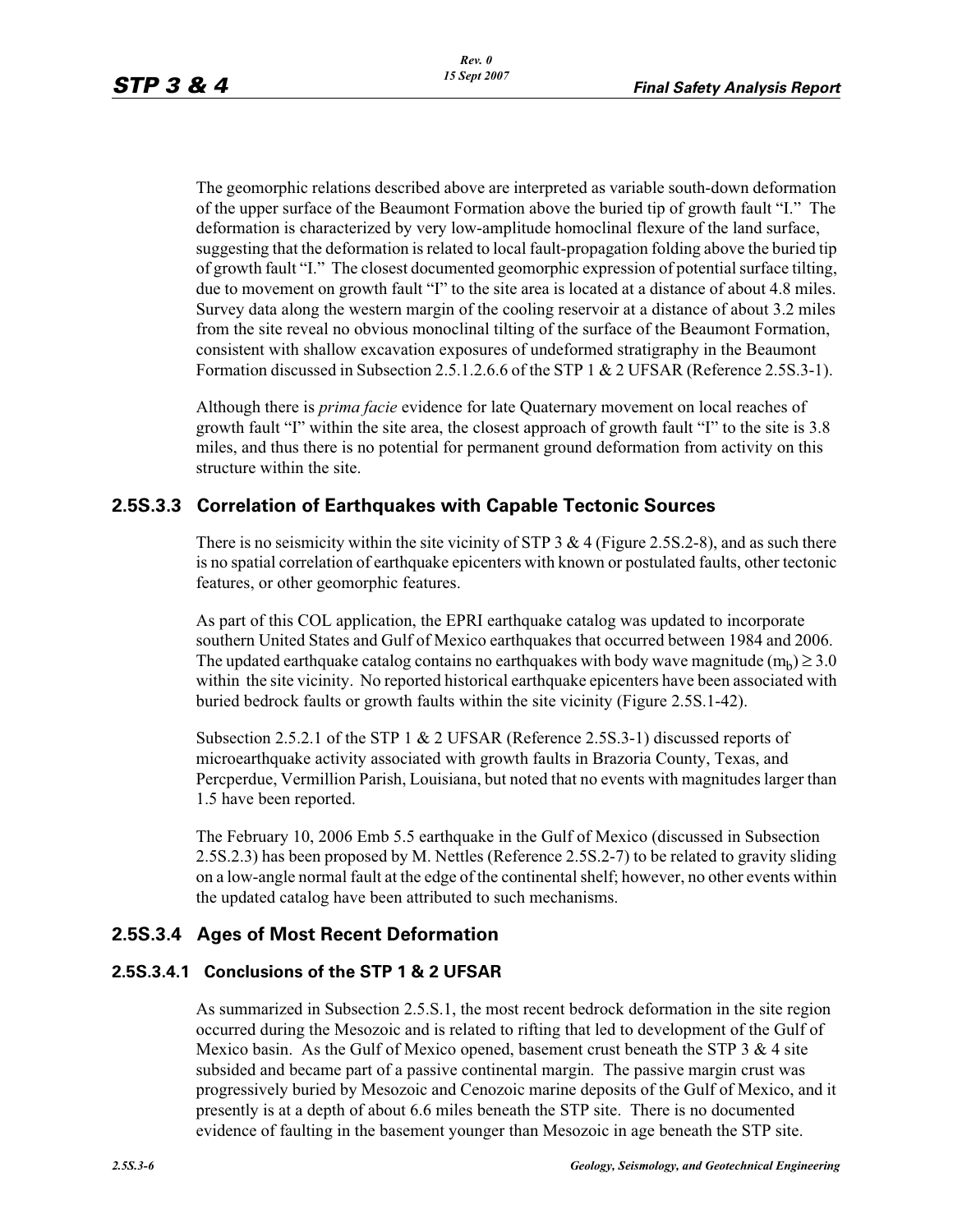The geomorphic relations described above are interpreted as variable south-down deformation of the upper surface of the Beaumont Formation above the buried tip of growth fault "I." The deformation is characterized by very low-amplitude homoclinal flexure of the land surface, suggesting that the deformation is related to local fault-propagation folding above the buried tip of growth fault "I." The closest documented geomorphic expression of potential surface tilting, due to movement on growth fault "I" to the site area is located at a distance of about 4.8 miles. Survey data along the western margin of the cooling reservoir at a distance of about 3.2 miles from the site reveal no obvious monoclinal tilting of the surface of the Beaumont Formation, consistent with shallow excavation exposures of undeformed stratigraphy in the Beaumont Formation discussed in Subsection 2.5.1.2.6.6 of the STP 1 & 2 UFSAR (Reference 2.5S.3-1).

Although there is *prima facie* evidence for late Quaternary movement on local reaches of growth fault "I" within the site area, the closest approach of growth fault "I" to the site is 3.8 miles, and thus there is no potential for permanent ground deformation from activity on this structure within the site.

## 2.5S.3.3 Correlation of Earthquakes with Capable Tectonic Sources

There is no seismicity within the site vicinity of STP 3 & 4 (Figure 2.5S.2-8), and as such there is no spatial correlation of earthquake epicenters with known or postulated faults, other tectonic features, or other geomorphic features.

As part of this COL application, the EPRI earthquake catalog was updated to incorporate southern United States and Gulf of Mexico earthquakes that occurred between 1984 and 2006. The updated earthquake catalog contains no earthquakes with body wave magnitude ($m_b$) $\geq 3.0$ within the site vicinity. No reported historical earthquake epicenters have been associated with buried bedrock faults or growth faults within the site vicinity (Figure 2.5S.1-42).

Subsection 2.5.2.1 of the STP 1 & 2 UFSAR (Reference 2.5S.3-1) discussed reports of microearthquake activity associated with growth faults in Brazoria County, Texas, and Percperdue, Vermillion Parish, Louisiana, but noted that no events with magnitudes larger than 1.5 have been reported.

The February 10, 2006 Emb 5.5 earthquake in the Gulf of Mexico (discussed in Subsection 2.5S.2.3) has been proposed by M. Nettles (Reference 2.5S.2-7) to be related to gravity sliding on a low-angle normal fault at the edge of the continental shelf; however, no other events within the updated catalog have been attributed to such mechanisms.

## 2.5S.3.4 Ages of Most Recent Deformation

### 2.5S.3.4.1 Conclusions of the STP 1 & 2 UFSAR

As summarized in Subsection 2.5.S.1, the most recent bedrock deformation in the site region occurred during the Mesozoic and is related to rifting that led to development of the Gulf of Mexico basin. As the Gulf of Mexico opened, basement crust beneath the STP 3 & 4 site subsided and became part of a passive continental margin. The passive margin crust was progressively buried by Mesozoic and Cenozoic marine deposits of the Gulf of Mexico, and it presently is at a depth of about 6.6 miles beneath the STP site. There is no documented evidence of faulting in the basement younger than Mesozoic in age beneath the STP site.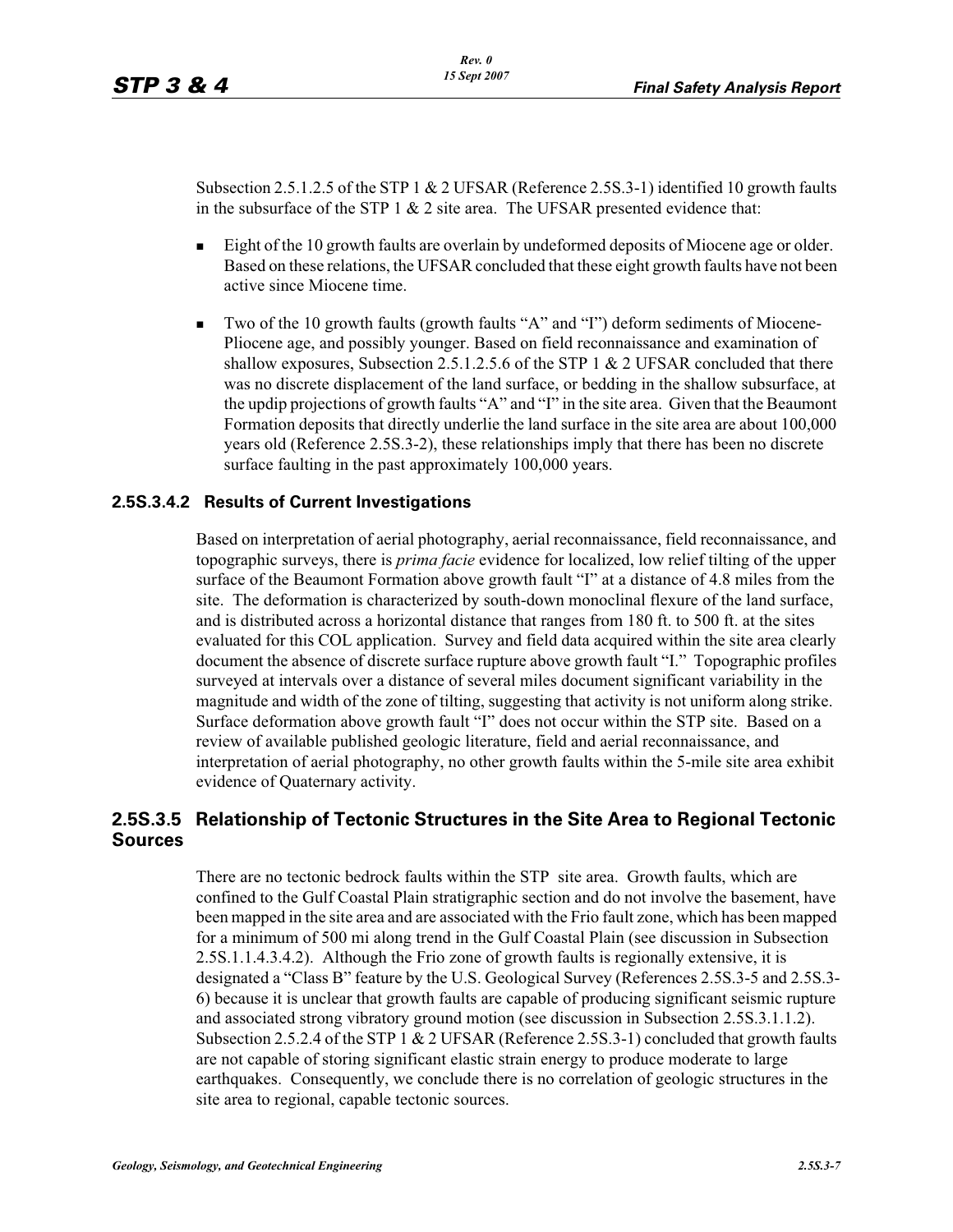Subsection 2.5.1.2.5 of the STP 1 & 2 UFSAR (Reference 2.5S.3-1) identified 10 growth faults in the subsurface of the STP 1 & 2 site area. The UFSAR presented evidence that:

- Eight of the 10 growth faults are overlain by undeformed deposits of Miocene age or older. Based on these relations, the UFSAR concluded that these eight growth faults have not been active since Miocene time.
- Two of the 10 growth faults (growth faults "A" and "I") deform sediments of Miocene-Pliocene age, and possibly younger. Based on field reconnaissance and examination of shallow exposures, Subsection 2.5.1.2.5.6 of the STP 1 & 2 UFSAR concluded that there was no discrete displacement of the land surface, or bedding in the shallow subsurface, at the updip projections of growth faults "A" and "I" in the site area. Given that the Beaumont Formation deposits that directly underlie the land surface in the site area are about 100,000 years old (Reference 2.5S.3-2), these relationships imply that there has been no discrete surface faulting in the past approximately 100,000 years.

### 2.5S.3.4.2 Results of Current Investigations

Based on interpretation of aerial photography, aerial reconnaissance, field reconnaissance, and topographic surveys, there is *prima facie* evidence for localized, low relief tilting of the upper surface of the Beaumont Formation above growth fault "I" at a distance of 4.8 miles from the site. The deformation is characterized by south-down monoclinal flexure of the land surface, and is distributed across a horizontal distance that ranges from 180 ft. to 500 ft. at the sites evaluated for this COL application. Survey and field data acquired within the site area clearly document the absence of discrete surface rupture above growth fault "I." Topographic profiles surveyed at intervals over a distance of several miles document significant variability in the magnitude and width of the zone of tilting, suggesting that activity is not uniform along strike. Surface deformation above growth fault "I" does not occur within the STP site. Based on a review of available published geologic literature, field and aerial reconnaissance, and interpretation of aerial photography, no other growth faults within the 5-mile site area exhibit evidence of Quaternary activity.

## 2.5S.3.5 Relationship of Tectonic Structures in the Site Area to Regional Tectonic Sources

There are no tectonic bedrock faults within the STP site area. Growth faults, which are confined to the Gulf Coastal Plain stratigraphic section and do not involve the basement, have been mapped in the site area and are associated with the Frio fault zone, which has been mapped for a minimum of 500 mi along trend in the Gulf Coastal Plain (see discussion in Subsection 2.5S.1.1.4.3.4.2). Although the Frio zone of growth faults is regionally extensive, it is designated a "Class B" feature by the U.S. Geological Survey (References 2.5S.3-5 and 2.5S.3-6) because it is unclear that growth faults are capable of producing significant seismic rupture and associated strong vibratory ground motion (see discussion in Subsection 2.5S.3.1.1.2). Subsection 2.5.2.4 of the STP 1 & 2 UFSAR (Reference 2.5S.3-1) concluded that growth faults are not capable of storing significant elastic strain energy to produce moderate to large earthquakes. Consequently, we conclude there is no correlation of geologic structures in the site area to regional, capable tectonic sources.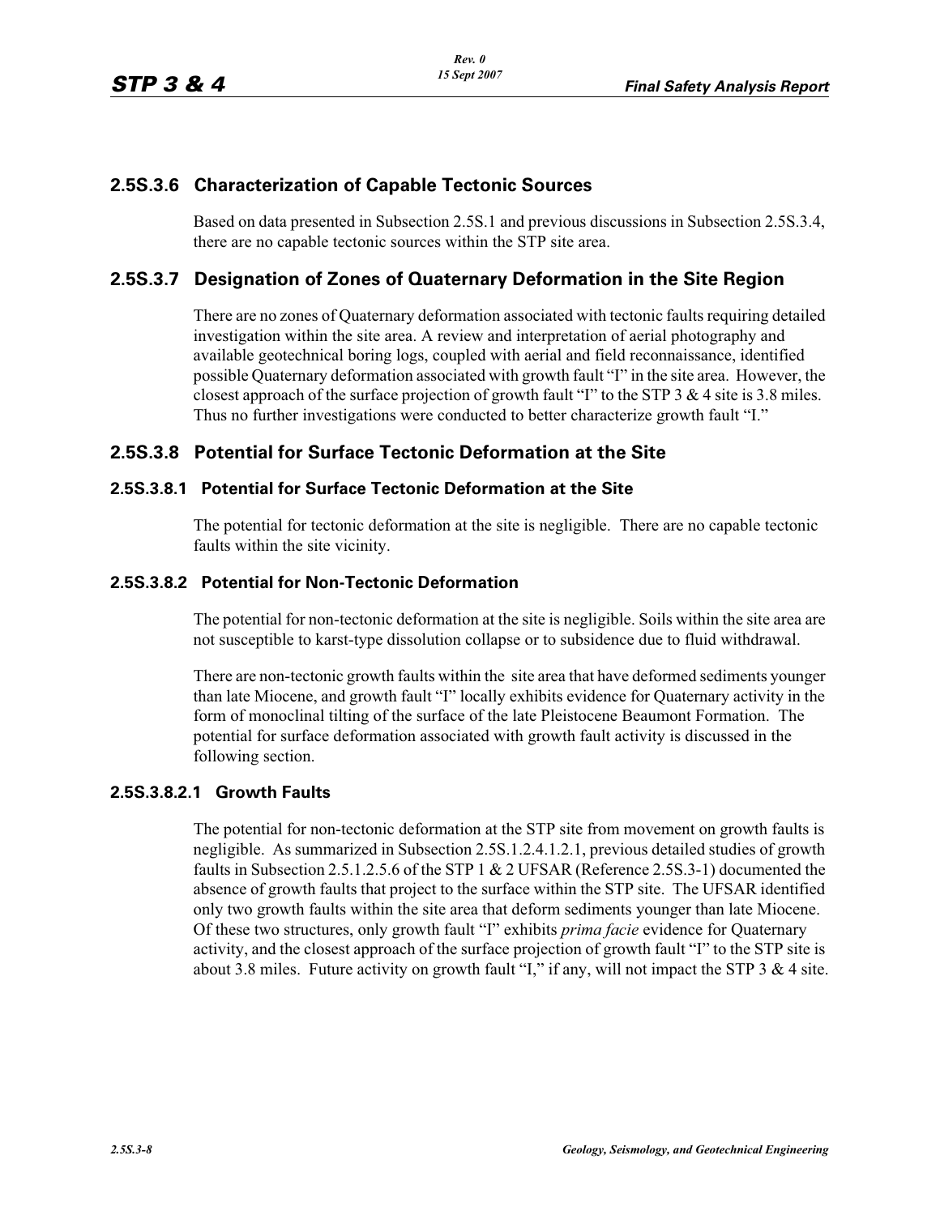## 2.5S.3.6 Characterization of Capable Tectonic Sources

Based on data presented in Subsection 2.5S.1 and previous discussions in Subsection 2.5S.3.4, there are no capable tectonic sources within the STP site area.

## 2.5S.3.7 Designation of Zones of Quaternary Deformation in the Site Region

There are no zones of Quaternary deformation associated with tectonic faults requiring detailed investigation within the site area. A review and interpretation of aerial photography and available geotechnical boring logs, coupled with aerial and field reconnaissance, identified possible Quaternary deformation associated with growth fault "I" in the site area. However, the closest approach of the surface projection of growth fault "I" to the STP 3 & 4 site is 3.8 miles. Thus no further investigations were conducted to better characterize growth fault "I."

## 2.5S.3.8 Potential for Surface Tectonic Deformation at the Site

### 2.5S.3.8.1 Potential for Surface Tectonic Deformation at the Site

The potential for tectonic deformation at the site is negligible. There are no capable tectonic faults within the site vicinity.

### 2.5S.3.8.2 Potential for Non-Tectonic Deformation

The potential for non-tectonic deformation at the site is negligible. Soils within the site area are not susceptible to karst-type dissolution collapse or to subsidence due to fluid withdrawal.

There are non-tectonic growth faults within the site area that have deformed sediments younger than late Miocene, and growth fault "I" locally exhibits evidence for Quaternary activity in the form of monoclinal tilting of the surface of the late Pleistocene Beaumont Formation. The potential for surface deformation associated with growth fault activity is discussed in the following section.

#### 2.5S.3.8.2.1 Growth Faults

The potential for non-tectonic deformation at the STP site from movement on growth faults is negligible. As summarized in Subsection 2.5S.1.2.4.1.2.1, previous detailed studies of growth faults in Subsection 2.5.1.2.5.6 of the STP 1 & 2 UFSAR (Reference 2.5S.3-1) documented the absence of growth faults that project to the surface within the STP site. The UFSAR identified only two growth faults within the site area that deform sediments younger than late Miocene. Of these two structures, only growth fault "I" exhibits *prima facie* evidence for Quaternary activity, and the closest approach of the surface projection of growth fault "I" to the STP site is about 3.8 miles. Future activity on growth fault "I," if any, will not impact the STP 3 & 4 site.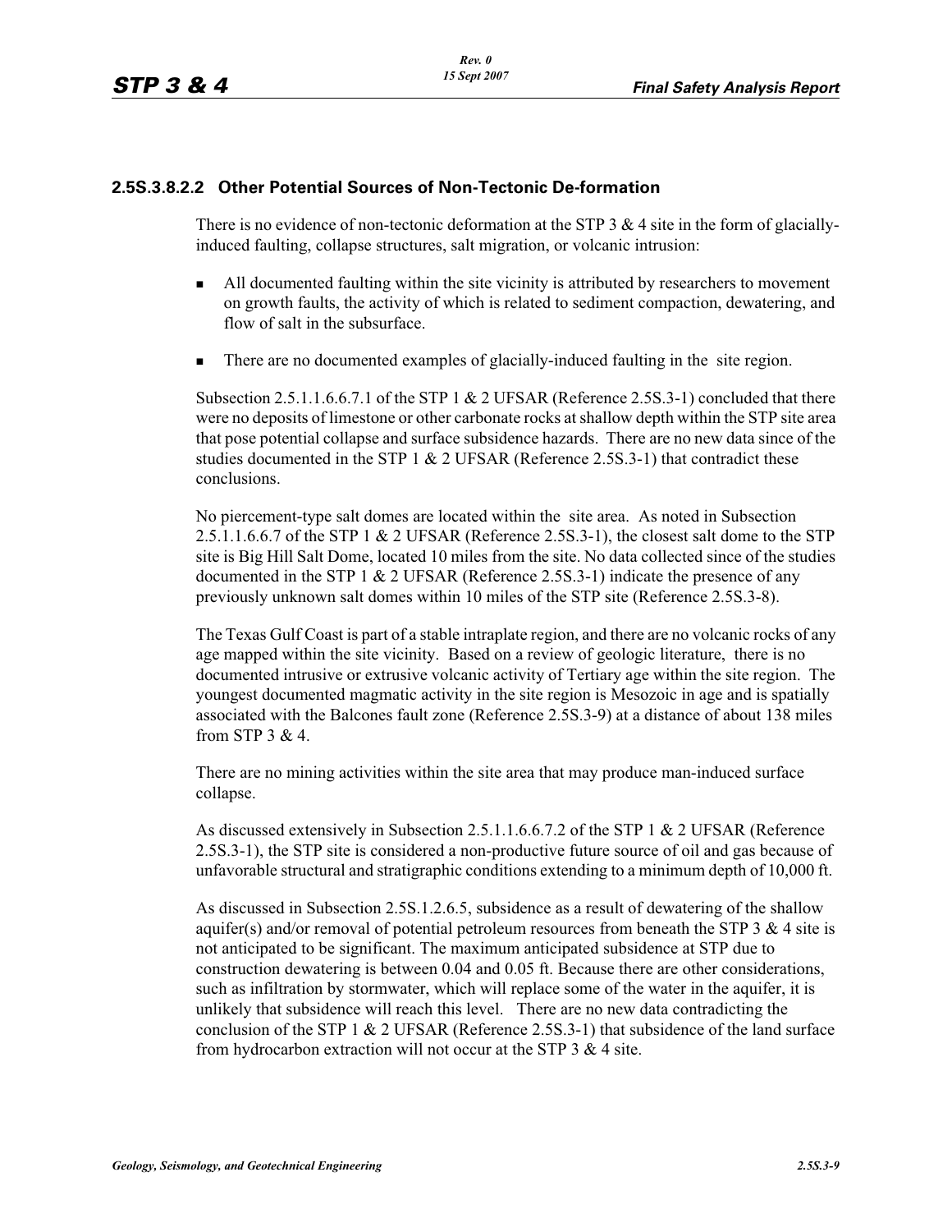### 2.5S.3.8.2.2 Other Potential Sources of Non-Tectonic De-formation

There is no evidence of non-tectonic deformation at the STP 3 & 4 site in the form of glacially-induced faulting, collapse structures, salt migration, or volcanic intrusion:

- All documented faulting within the site vicinity is attributed by researchers to movement on growth faults, the activity of which is related to sediment compaction, dewatering, and flow of salt in the subsurface.
- There are no documented examples of glacially-induced faulting in the site region.

Subsection 2.5.1.1.6.6.7.1 of the STP 1 & 2 UFSAR (Reference 2.5S.3-1) concluded that there were no deposits of limestone or other carbonate rocks at shallow depth within the STP site area that pose potential collapse and surface subsidence hazards. There are no new data since of the studies documented in the STP 1 & 2 UFSAR (Reference 2.5S.3-1) that contradict these conclusions.

No piercement-type salt domes are located within the site area. As noted in Subsection 2.5.1.1.6.6.7 of the STP 1 & 2 UFSAR (Reference 2.5S.3-1), the closest salt dome to the STP site is Big Hill Salt Dome, located 10 miles from the site. No data collected since of the studies documented in the STP 1 & 2 UFSAR (Reference 2.5S.3-1) indicate the presence of any previously unknown salt domes within 10 miles of the STP site (Reference 2.5S.3-8).

The Texas Gulf Coast is part of a stable intraplate region, and there are no volcanic rocks of any age mapped within the site vicinity. Based on a review of geologic literature, there is no documented intrusive or extrusive volcanic activity of Tertiary age within the site region. The youngest documented magmatic activity in the site region is Mesozoic in age and is spatially associated with the Balcones fault zone (Reference 2.5S.3-9) at a distance of about 138 miles from STP 3 & 4.

There are no mining activities within the site area that may produce man-induced surface collapse.

As discussed extensively in Subsection 2.5.1.1.6.6.7.2 of the STP 1 & 2 UFSAR (Reference 2.5S.3-1), the STP site is considered a non-productive future source of oil and gas because of unfavorable structural and stratigraphic conditions extending to a minimum depth of 10,000 ft.

As discussed in Subsection 2.5S.1.2.6.5, subsidence as a result of dewatering of the shallow aquifer(s) and/or removal of potential petroleum resources from beneath the STP 3 & 4 site is not anticipated to be significant. The maximum anticipated subsidence at STP due to construction dewatering is between 0.04 and 0.05 ft. Because there are other considerations, such as infiltration by stormwater, which will replace some of the water in the aquifer, it is unlikely that subsidence will reach this level. There are no new data contradicting the conclusion of the STP 1 & 2 UFSAR (Reference 2.5S.3-1) that subsidence of the land surface from hydrocarbon extraction will not occur at the STP 3 & 4 site.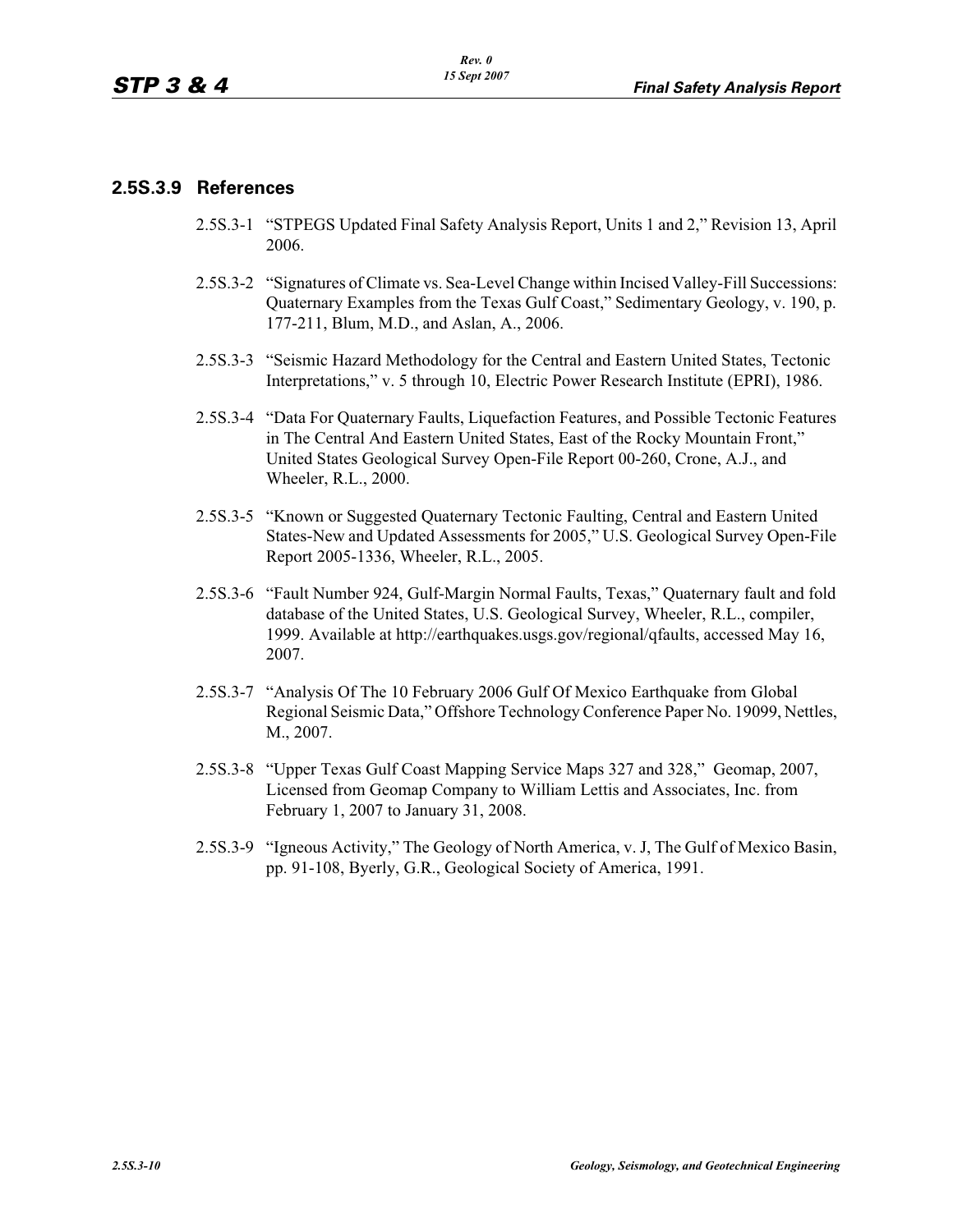### 2.5S.3.9 References

2.5S.3-1 "STPEGS Updated Final Safety Analysis Report, Units 1 and 2," Revision 13, April 2006.

2.5S.3-2 "Signatures of Climate vs. Sea-Level Change within Incised Valley-Fill Successions: Quaternary Examples from the Texas Gulf Coast," Sedimentary Geology, v. 190, p. 177-211, Blum, M.D., and Aslan, A., 2006.

2.5S.3-3 "Seismic Hazard Methodology for the Central and Eastern United States, Tectonic Interpretations," v. 5 through 10, Electric Power Research Institute (EPRI), 1986.

2.5S.3-4 "Data For Quaternary Faults, Liquefaction Features, and Possible Tectonic Features in The Central And Eastern United States, East of the Rocky Mountain Front," United States Geological Survey Open-File Report 00-260, Crone, A.J., and Wheeler, R.L., 2000.

2.5S.3-5 "Known or Suggested Quaternary Tectonic Faulting, Central and Eastern United States-New and Updated Assessments for 2005," U.S. Geological Survey Open-File Report 2005-1336, Wheeler, R.L., 2005.

2.5S.3-6 "Fault Number 924, Gulf-Margin Normal Faults, Texas," Quaternary fault and fold database of the United States, U.S. Geological Survey, Wheeler, R.L., compiler, 1999. Available at http://earthquakes.usgs.gov/regional/qfaults, accessed May 16, 2007.

2.5S.3-7 "Analysis Of The 10 February 2006 Gulf Of Mexico Earthquake from Global Regional Seismic Data," Offshore Technology Conference Paper No. 19099, Nettles, M., 2007.

2.5S.3-8 "Upper Texas Gulf Coast Mapping Service Maps 327 and 328," Geomap, 2007, Licensed from Geomap Company to William Lettis and Associates, Inc. from February 1, 2007 to January 31, 2008.

2.5S.3-9 "Igneous Activity," The Geology of North America, v. J, The Gulf of Mexico Basin, pp. 91-108, Byerly, G.R., Geological Society of America, 1991.